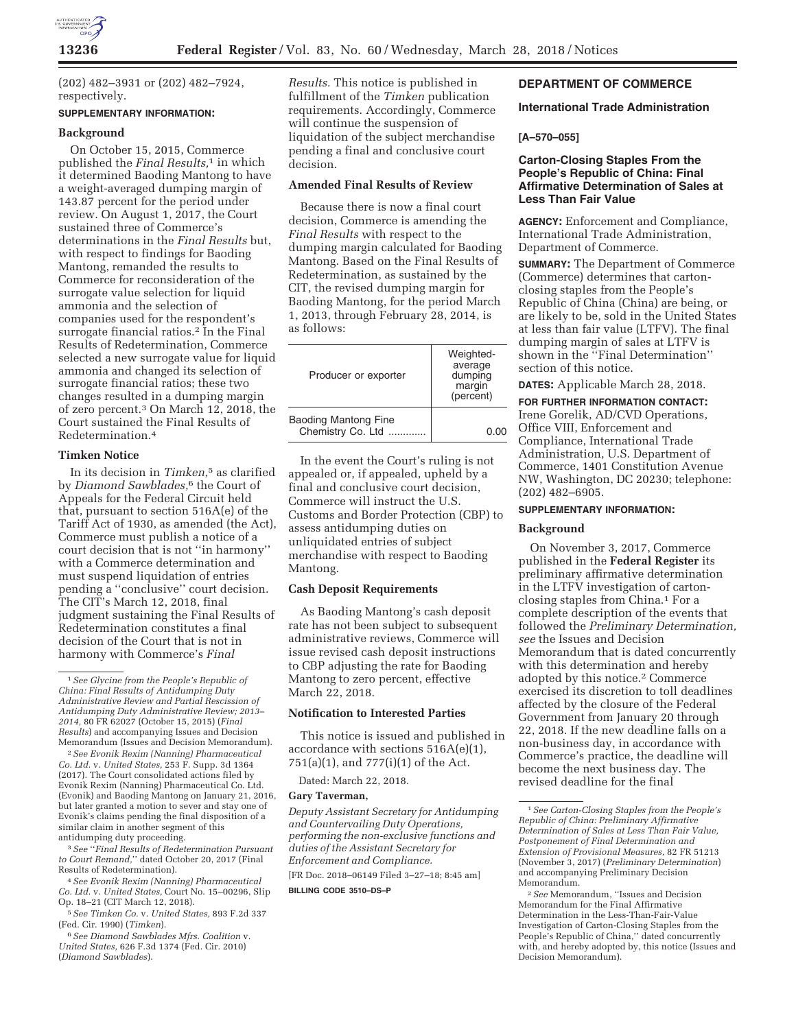(202) 482–3931 or (202) 482–7924, respectively.

**SUPPLEMENTARY INFORMATION:**

**Background**

On October 15, 2015, Commerce published the *Final Results,*[1] in which it determined Baoding Mantong to have a weight-averaged dumping margin of 143.87 percent for the period under review. On August 1, 2017, the Court sustained three of Commerce's determinations in the *Final Results* but, with respect to findings for Baoding Mantong, remanded the results to Commerce for reconsideration of the surrogate value selection for liquid ammonia and the selection of companies used for the respondent's surrogate financial ratios.[2] In the Final Results of Redetermination, Commerce selected a new surrogate value for liquid ammonia and changed its selection of surrogate financial ratios; these two changes resulted in a dumping margin of zero percent.[3] On March 12, 2018, the Court sustained the Final Results of Redetermination.[4]

**Timken Notice**

In its decision in *Timken,*[5] as clarified by *Diamond Sawblades,*[6] the Court of Appeals for the Federal Circuit held that, pursuant to section 516A(e) of the Tariff Act of 1930, as amended (the Act), Commerce must publish a notice of a court decision that is not ''in harmony'' with a Commerce determination and must suspend liquidation of entries pending a ''conclusive'' court decision. The CIT's March 12, 2018, final judgment sustaining the Final Results of Redetermination constitutes a final decision of the Court that is not in harmony with Commerce's *Final Results.* This notice is published in fulfillment of the *Timken* publication requirements. Accordingly, Commerce will continue the suspension of liquidation of the subject merchandise pending a final and conclusive court decision.

**Amended Final Results of Review**

Because there is now a final court decision, Commerce is amending the *Final Results* with respect to the dumping margin calculated for Baoding Mantong. Based on the Final Results of Redetermination, as sustained by the CIT, the revised dumping margin for Baoding Mantong, for the period March 1, 2013, through February 28, 2014, is as follows:

| Producer or exporter | Weighted-average dumping margin (percent) |
|---|---|
| Baoding Mantong Fine Chemistry Co. Ltd ............. | 0.00 |

In the event the Court's ruling is not appealed or, if appealed, upheld by a final and conclusive court decision, Commerce will instruct the U.S. Customs and Border Protection (CBP) to assess antidumping duties on unliquidated entries of subject merchandise with respect to Baoding Mantong.

**Cash Deposit Requirements**

As Baoding Mantong's cash deposit rate has not been subject to subsequent administrative reviews, Commerce will issue revised cash deposit instructions to CBP adjusting the rate for Baoding Mantong to zero percent, effective March 22, 2018.

**Notification to Interested Parties**

This notice is issued and published in accordance with sections 516A(e)(1), 751(a)(1), and 777(i)(1) of the Act.

Dated: March 22, 2018.

**Gary Taverman,**

*Deputy Assistant Secretary for Antidumping and Countervailing Duty Operations, performing the non-exclusive functions and duties of the Assistant Secretary for Enforcement and Compliance.*

[FR Doc. 2018–06149 Filed 3–27–18; 8:45 am]

**BILLING CODE 3510–DS–P**

[1] *See Glycine from the People's Republic of China: Final Results of Antidumping Duty Administrative Review and Partial Rescission of Antidumping Duty Administrative Review; 2013–2014,* 80 FR 62027 (October 15, 2015) (*Final Results*) and accompanying Issues and Decision Memorandum (Issues and Decision Memorandum).

[2] *See Evonik Rexim (Nanning) Pharmaceutical Co. Ltd.* v. *United States,* 253 F. Supp. 3d 1364 (2017). The Court consolidated actions filed by Evonik Rexim (Nanning) Pharmaceutical Co. Ltd. (Evonik) and Baoding Mantong on January 21, 2016, but later granted a motion to sever and stay one of Evonik's claims pending the final disposition of a similar claim in another segment of this antidumping duty proceeding.

[3] *See* ''*Final Results of Redetermination Pursuant to Court Remand,*'' dated October 20, 2017 (Final Results of Redetermination).

[4] *See Evonik Rexim (Nanning) Pharmaceutical Co. Ltd.* v. *United States,* Court No. 15–00296, Slip Op. 18–21 (CIT March 12, 2018).

[5] *See Timken Co.* v. *United States,* 893 F.2d 337 (Fed. Cir. 1990) (*Timken*).

[6] *See Diamond Sawblades Mfrs. Coalition* v. *United States,* 626 F.3d 1374 (Fed. Cir. 2010) (*Diamond Sawblades*).

## DEPARTMENT OF COMMERCE

### International Trade Administration

**[A–570–055]**

### Carton-Closing Staples From the People's Republic of China: Final Affirmative Determination of Sales at Less Than Fair Value

**AGENCY:** Enforcement and Compliance, International Trade Administration, Department of Commerce.

**SUMMARY:** The Department of Commerce (Commerce) determines that carton-closing staples from the People's Republic of China (China) are being, or are likely to be, sold in the United States at less than fair value (LTFV). The final dumping margin of sales at LTFV is shown in the ''Final Determination'' section of this notice.

**DATES:** Applicable March 28, 2018.

**FOR FURTHER INFORMATION CONTACT:** Irene Gorelik, AD/CVD Operations, Office VIII, Enforcement and Compliance, International Trade Administration, U.S. Department of Commerce, 1401 Constitution Avenue NW, Washington, DC 20230; telephone: (202) 482–6905.

**SUPPLEMENTARY INFORMATION:**

**Background**

On November 3, 2017, Commerce published in the **Federal Register** its preliminary affirmative determination in the LTFV investigation of carton-closing staples from China.[1] For a complete description of the events that followed the *Preliminary Determination, see* the Issues and Decision Memorandum that is dated concurrently with this determination and hereby adopted by this notice.[2] Commerce exercised its discretion to toll deadlines affected by the closure of the Federal Government from January 20 through 22, 2018. If the new deadline falls on a non-business day, in accordance with Commerce's practice, the deadline will become the next business day. The revised deadline for the final

[1] *See Carton-Closing Staples from the People's Republic of China: Preliminary Affirmative Determination of Sales at Less Than Fair Value, Postponement of Final Determination and Extension of Provisional Measures,* 82 FR 51213 (November 3, 2017) (*Preliminary Determination*) and accompanying Preliminary Decision Memorandum.

[2] *See* Memorandum, ''Issues and Decision Memorandum for the Final Affirmative Determination in the Less-Than-Fair-Value Investigation of Carton-Closing Staples from the People's Republic of China,'' dated concurrently with, and hereby adopted by, this notice (Issues and Decision Memorandum).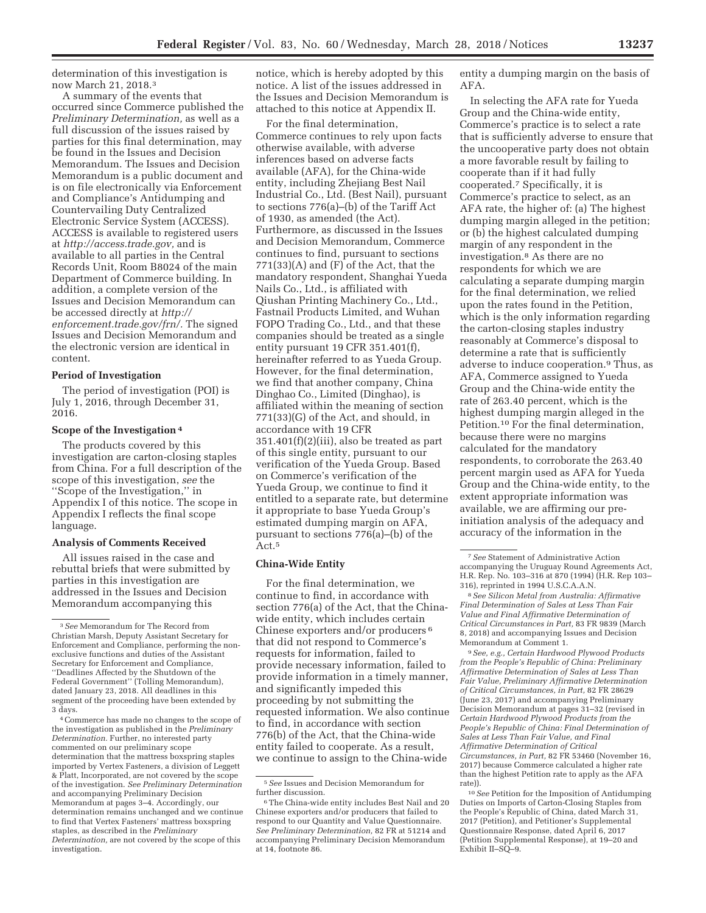determination of this investigation is now March 21, 2018.[3]

A summary of the events that occurred since Commerce published the *Preliminary Determination,* as well as a full discussion of the issues raised by parties for this final determination, may be found in the Issues and Decision Memorandum. The Issues and Decision Memorandum is a public document and is on file electronically via Enforcement and Compliance's Antidumping and Countervailing Duty Centralized Electronic Service System (ACCESS). ACCESS is available to registered users at *http://access.trade.gov,* and is available to all parties in the Central Records Unit, Room B8024 of the main Department of Commerce building. In addition, a complete version of the Issues and Decision Memorandum can be accessed directly at *http://enforcement.trade.gov/frn/.* The signed Issues and Decision Memorandum and the electronic version are identical in content.

**Period of Investigation**

The period of investigation (POI) is July 1, 2016, through December 31, 2016.

**Scope of the Investigation [4]**

The products covered by this investigation are carton-closing staples from China. For a full description of the scope of this investigation, *see* the ''Scope of the Investigation,'' in Appendix I of this notice. The scope in Appendix I reflects the final scope language.

**Analysis of Comments Received**

All issues raised in the case and rebuttal briefs that were submitted by parties in this investigation are addressed in the Issues and Decision Memorandum accompanying this notice, which is hereby adopted by this notice. A list of the issues addressed in the Issues and Decision Memorandum is attached to this notice at Appendix II.

For the final determination, Commerce continues to rely upon facts otherwise available, with adverse inferences based on adverse facts available (AFA), for the China-wide entity, including Zhejiang Best Nail Industrial Co., Ltd. (Best Nail), pursuant to sections 776(a)–(b) of the Tariff Act of 1930, as amended (the Act). Furthermore, as discussed in the Issues and Decision Memorandum, Commerce continues to find, pursuant to sections 771(33)(A) and (F) of the Act, that the mandatory respondent, Shanghai Yueda Nails Co., Ltd., is affiliated with Qiushan Printing Machinery Co., Ltd., Fastnail Products Limited, and Wuhan FOPO Trading Co., Ltd., and that these companies should be treated as a single entity pursuant 19 CFR 351.401(f), hereinafter referred to as Yueda Group. However, for the final determination, we find that another company, China Dinghao Co., Limited (Dinghao), is affiliated within the meaning of section 771(33)(G) of the Act, and should, in accordance with 19 CFR 351.401(f)(2)(iii), also be treated as part of this single entity, pursuant to our verification of the Yueda Group. Based on Commerce's verification of the Yueda Group, we continue to find it entitled to a separate rate, but determine it appropriate to base Yueda Group's estimated dumping margin on AFA, pursuant to sections 776(a)–(b) of the Act.[5]

**China-Wide Entity**

For the final determination, we continue to find, in accordance with section 776(a) of the Act, that the China-wide entity, which includes certain Chinese exporters and/or producers [6] that did not respond to Commerce's requests for information, failed to provide necessary information, failed to provide information in a timely manner, and significantly impeded this proceeding by not submitting the requested information. We also continue to find, in accordance with section 776(b) of the Act, that the China-wide entity failed to cooperate. As a result, we continue to assign to the China-wide entity a dumping margin on the basis of AFA.

In selecting the AFA rate for Yueda Group and the China-wide entity, Commerce's practice is to select a rate that is sufficiently adverse to ensure that the uncooperative party does not obtain a more favorable result by failing to cooperate than if it had fully cooperated.[7] Specifically, it is Commerce's practice to select, as an AFA rate, the higher of: (a) The highest dumping margin alleged in the petition; or (b) the highest calculated dumping margin of any respondent in the investigation.[8] As there are no respondents for which we are calculating a separate dumping margin for the final determination, we relied upon the rates found in the Petition, which is the only information regarding the carton-closing staples industry reasonably at Commerce's disposal to determine a rate that is sufficiently adverse to induce cooperation.[9] Thus, as AFA, Commerce assigned to Yueda Group and the China-wide entity the rate of 263.40 percent, which is the highest dumping margin alleged in the Petition.[10] For the final determination, because there were no margins calculated for the mandatory respondents, to corroborate the 263.40 percent margin used as AFA for Yueda Group and the China-wide entity, to the extent appropriate information was available, we are affirming our pre-initiation analysis of the adequacy and accuracy of the information in the

---

[3] *See* Memorandum for The Record from Christian Marsh, Deputy Assistant Secretary for Enforcement and Compliance, performing the non-exclusive functions and duties of the Assistant Secretary for Enforcement and Compliance, ''Deadlines Affected by the Shutdown of the Federal Government'' (Tolling Memorandum), dated January 23, 2018. All deadlines in this segment of the proceeding have been extended by 3 days.

[4] Commerce has made no changes to the scope of the investigation as published in the *Preliminary Determination.* Further, no interested party commented on our preliminary scope determination that the mattress boxspring staples imported by Vertex Fasteners, a division of Leggett & Platt, Incorporated, are not covered by the scope of the investigation. *See Preliminary Determination* and accompanying Preliminary Decision Memorandum at pages 3–4. Accordingly, our determination remains unchanged and we continue to find that Vertex Fasteners' mattress boxspring staples, as described in the *Preliminary Determination,* are not covered by the scope of this investigation.

[5] *See* Issues and Decision Memorandum for further discussion.

[6] The China-wide entity includes Best Nail and 20 Chinese exporters and/or producers that failed to respond to our Quantity and Value Questionnaire. *See Preliminary Determination,* 82 FR at 51214 and accompanying Preliminary Decision Memorandum at 14, footnote 86.

[7] *See* Statement of Administrative Action accompanying the Uruguay Round Agreements Act, H.R. Rep. No. 103–316 at 870 (1994) (H.R. Rep 103–316), reprinted in 1994 U.S.C.A.A.N.

[8] *See Silicon Metal from Australia: Affirmative Final Determination of Sales at Less Than Fair Value and Final Affirmative Determination of Critical Circumstances in Part,* 83 FR 9839 (March 8, 2018) and accompanying Issues and Decision Memorandum at Comment 1.

[9] *See, e.g., Certain Hardwood Plywood Products from the People's Republic of China: Preliminary Affirmative Determination of Sales at Less Than Fair Value, Preliminary Affirmative Determination of Critical Circumstances, in Part,* 82 FR 28629 (June 23, 2017) and accompanying Preliminary Decision Memorandum at pages 31–32 (revised in *Certain Hardwood Plywood Products from the People's Republic of China: Final Determination of Sales at Less Than Fair Value, and Final Affirmative Determination of Critical Circumstances, in Part,* 82 FR 53460 (November 16, 2017) because Commerce calculated a higher rate than the highest Petition rate to apply as the AFA rate)).

[10] *See* Petition for the Imposition of Antidumping Duties on Imports of Carton-Closing Staples from the People's Republic of China, dated March 31, 2017 (Petition), and Petitioner's Supplemental Questionnaire Response, dated April 6, 2017 (Petition Supplemental Response), at 19–20 and Exhibit II–SQ–9.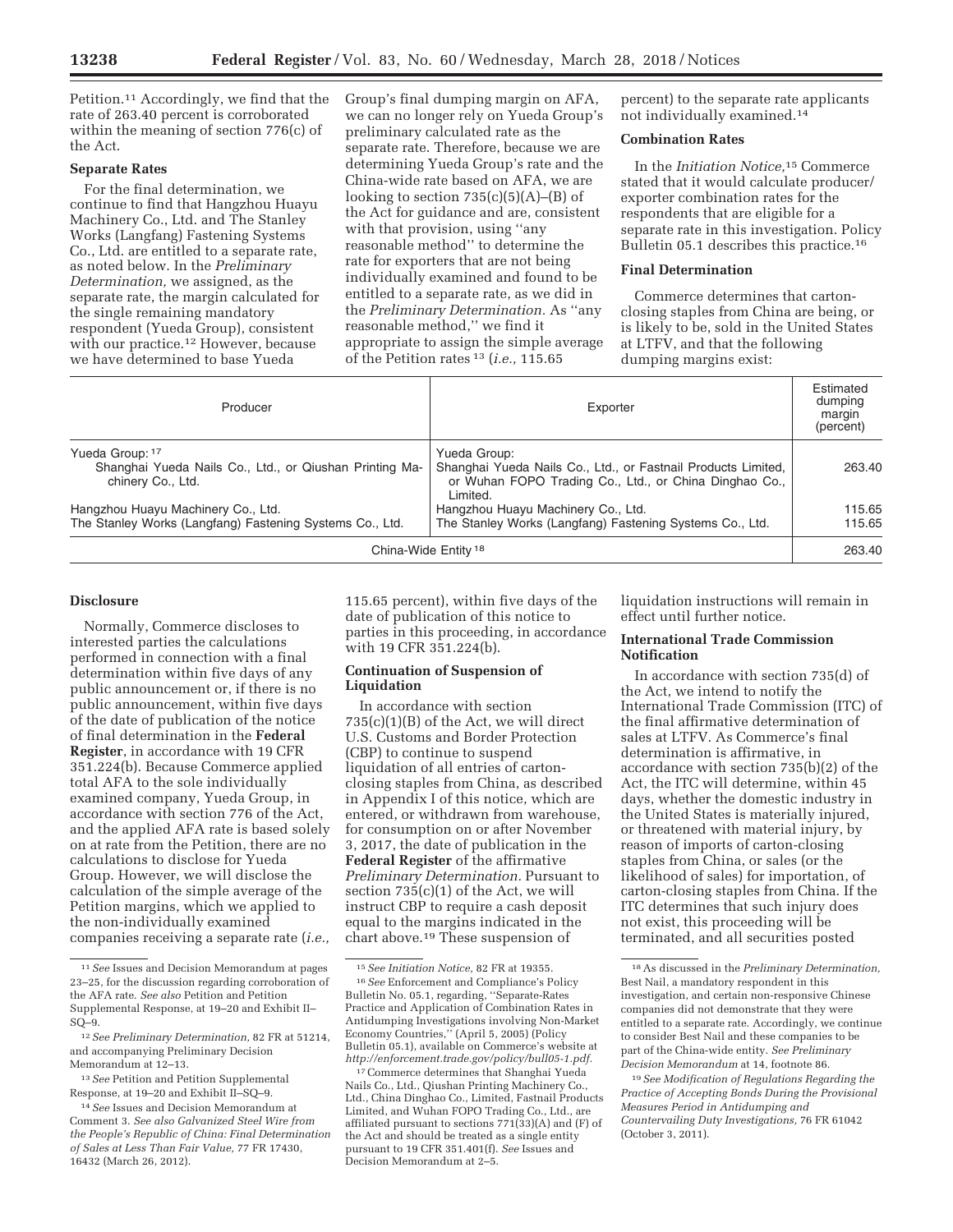Petition.[11] Accordingly, we find that the rate of 263.40 percent is corroborated within the meaning of section 776(c) of the Act.

### Separate Rates

For the final determination, we continue to find that Hangzhou Huayu Machinery Co., Ltd. and The Stanley Works (Langfang) Fastening Systems Co., Ltd. are entitled to a separate rate, as noted below. In the *Preliminary Determination,* we assigned, as the separate rate, the margin calculated for the single remaining mandatory respondent (Yueda Group), consistent with our practice.[12] However, because we have determined to base Yueda Group's final dumping margin on AFA, we can no longer rely on Yueda Group's preliminary calculated rate as the separate rate. Therefore, because we are determining Yueda Group's rate and the China-wide rate based on AFA, we are looking to section 735(c)(5)(A)–(B) of the Act for guidance and are, consistent with that provision, using ''any reasonable method'' to determine the rate for exporters that are not being individually examined and found to be entitled to a separate rate, as we did in the *Preliminary Determination.* As ''any reasonable method,'' we find it appropriate to assign the simple average of the Petition rates [13] (*i.e.,* 115.65 percent) to the separate rate applicants not individually examined.[14]

### Combination Rates

In the *Initiation Notice,*[15] Commerce stated that it would calculate producer/exporter combination rates for the respondents that are eligible for a separate rate in this investigation. Policy Bulletin 05.1 describes this practice.[16]

### Final Determination

Commerce determines that carton-closing staples from China are being, or is likely to be, sold in the United States at LTFV, and that the following dumping margins exist:

| Producer | Exporter | Estimated dumping margin (percent) |
|---|---|---|
| Yueda Group:[17] Shanghai Yueda Nails Co., Ltd., or Qiushan Printing Machinery Co., Ltd. | Yueda Group: Shanghai Yueda Nails Co., Ltd., or Fastnail Products Limited, or Wuhan FOPO Trading Co., Ltd., or China Dinghao Co., Limited. | 263.40 |
| Hangzhou Huayu Machinery Co., Ltd. | Hangzhou Huayu Machinery Co., Ltd. | 115.65 |
| The Stanley Works (Langfang) Fastening Systems Co., Ltd. | The Stanley Works (Langfang) Fastening Systems Co., Ltd. | 115.65 |
| China-Wide Entity [18] | | 263.40 |

### Disclosure

Normally, Commerce discloses to interested parties the calculations performed in connection with a final determination within five days of any public announcement or, if there is no public announcement, within five days of the date of publication of the notice of final determination in the **Federal Register**, in accordance with 19 CFR 351.224(b). Because Commerce applied total AFA to the sole individually examined company, Yueda Group, in accordance with section 776 of the Act, and the applied AFA rate is based solely on at rate from the Petition, there are no calculations to disclose for Yueda Group. However, we will disclose the calculation of the simple average of the Petition margins, which we applied to the non-individually examined companies receiving a separate rate (*i.e.,* 115.65 percent), within five days of the date of publication of this notice to parties in this proceeding, in accordance with 19 CFR 351.224(b).

### Continuation of Suspension of Liquidation

In accordance with section 735(c)(1)(B) of the Act, we will direct U.S. Customs and Border Protection (CBP) to continue to suspend liquidation of all entries of carton-closing staples from China, as described in Appendix I of this notice, which are entered, or withdrawn from warehouse, for consumption on or after November 3, 2017, the date of publication in the **Federal Register** of the affirmative *Preliminary Determination.* Pursuant to section 735(c)(1) of the Act, we will instruct CBP to require a cash deposit equal to the margins indicated in the chart above.[19] These suspension of liquidation instructions will remain in effect until further notice.

### International Trade Commission Notification

In accordance with section 735(d) of the Act, we intend to notify the International Trade Commission (ITC) of the final affirmative determination of sales at LTFV. As Commerce's final determination is affirmative, in accordance with section 735(b)(2) of the Act, the ITC will determine, within 45 days, whether the domestic industry in the United States is materially injured, or threatened with material injury, by reason of imports of carton-closing staples from China, or sales (or the likelihood of sales) for importation, of carton-closing staples from China. If the ITC determines that such injury does not exist, this proceeding will be terminated, and all securities posted

---

[11] *See* Issues and Decision Memorandum at pages 23–25, for the discussion regarding corroboration of the AFA rate. *See also* Petition and Petition Supplemental Response, at 19–20 and Exhibit II–SQ–9.

[12] *See Preliminary Determination,* 82 FR at 51214, and accompanying Preliminary Decision Memorandum at 12–13.

[13] *See* Petition and Petition Supplemental Response, at 19–20 and Exhibit II–SQ–9.

[14] *See* Issues and Decision Memorandum at Comment 3. *See also Galvanized Steel Wire from the People's Republic of China: Final Determination of Sales at Less Than Fair Value,* 77 FR 17430, 16432 (March 26, 2012).

[15] *See Initiation Notice,* 82 FR at 19355.

[16] *See* Enforcement and Compliance's Policy Bulletin No. 05.1, regarding, ''Separate-Rates Practice and Application of Combination Rates in Antidumping Investigations involving Non-Market Economy Countries,'' (April 5, 2005) (Policy Bulletin 05.1), available on Commerce's website at *http://enforcement.trade.gov/policy/bull05-1.pdf.*

[17] Commerce determines that Shanghai Yueda Nails Co., Ltd., Qiushan Printing Machinery Co., Ltd., China Dinghao Co., Limited, Fastnail Products Limited, and Wuhan FOPO Trading Co., Ltd., are affiliated pursuant to sections 771(33)(A) and (F) of the Act and should be treated as a single entity pursuant to 19 CFR 351.401(f). *See* Issues and Decision Memorandum at 2–5.

[18] As discussed in the *Preliminary Determination,* Best Nail, a mandatory respondent in this investigation, and certain non-responsive Chinese companies did not demonstrate that they were entitled to a separate rate. Accordingly, we continue to consider Best Nail and these companies to be part of the China-wide entity. *See Preliminary Decision Memorandum* at 14, footnote 86.

[19] *See Modification of Regulations Regarding the Practice of Accepting Bonds During the Provisional Measures Period in Antidumping and Countervailing Duty Investigations,* 76 FR 61042 (October 3, 2011).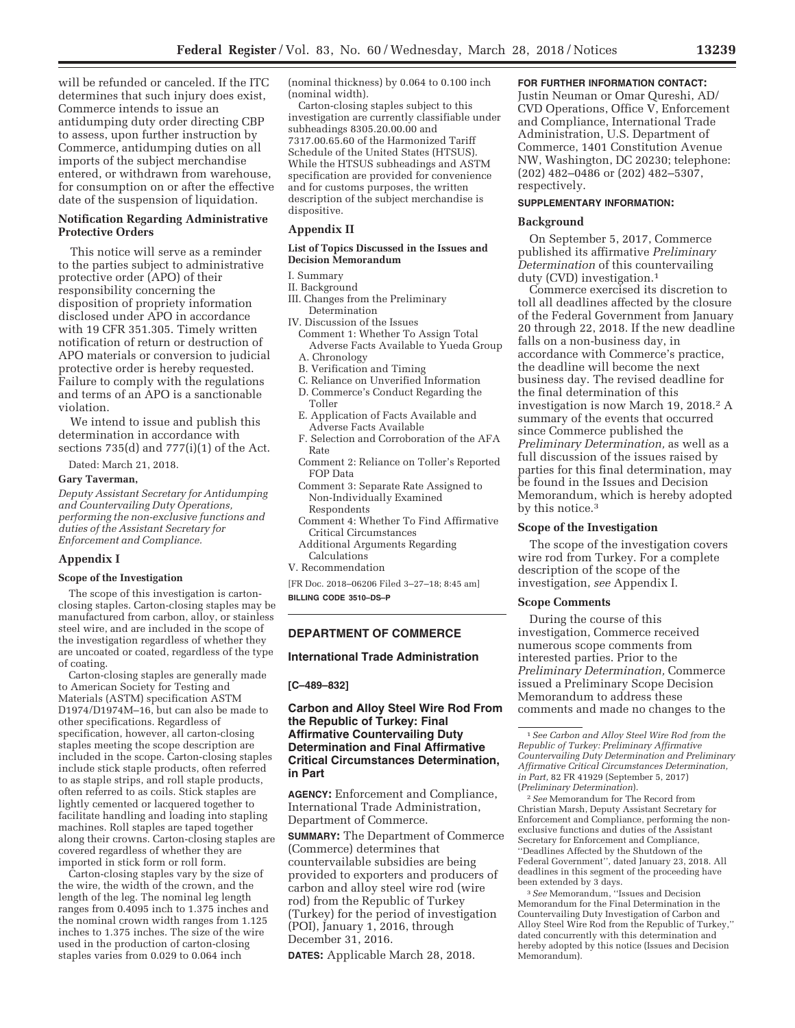will be refunded or canceled. If the ITC determines that such injury does exist, Commerce intends to issue an antidumping duty order directing CBP to assess, upon further instruction by Commerce, antidumping duties on all imports of the subject merchandise entered, or withdrawn from warehouse, for consumption on or after the effective date of the suspension of liquidation.

### Notification Regarding Administrative Protective Orders

This notice will serve as a reminder to the parties subject to administrative protective order (APO) of their responsibility concerning the disposition of propriety information disclosed under APO in accordance with 19 CFR 351.305. Timely written notification of return or destruction of APO materials or conversion to judicial protective order is hereby requested. Failure to comply with the regulations and terms of an APO is a sanctionable violation.

We intend to issue and publish this determination in accordance with sections 735(d) and 777(i)(1) of the Act.

Dated: March 21, 2018.

**Gary Taverman,**

*Deputy Assistant Secretary for Antidumping and Countervailing Duty Operations, performing the non-exclusive functions and duties of the Assistant Secretary for Enforcement and Compliance.*

## Appendix I

### Scope of the Investigation

The scope of this investigation is carton-closing staples. Carton-closing staples may be manufactured from carbon, alloy, or stainless steel wire, and are included in the scope of the investigation regardless of whether they are uncoated or coated, regardless of the type of coating.

Carton-closing staples are generally made to American Society for Testing and Materials (ASTM) specification ASTM D1974/D1974M–16, but can also be made to other specifications. Regardless of specification, however, all carton-closing staples meeting the scope description are included in the scope. Carton-closing staples include stick staple products, often referred to as staple strips, and roll staple products, often referred to as coils. Stick staples are lightly cemented or lacquered together to facilitate handling and loading into stapling machines. Roll staples are taped together along their crowns. Carton-closing staples are covered regardless of whether they are imported in stick form or roll form.

Carton-closing staples vary by the size of the wire, the width of the crown, and the length of the leg. The nominal leg length ranges from 0.4095 inch to 1.375 inches and the nominal crown width ranges from 1.125 inches to 1.375 inches. The size of the wire used in the production of carton-closing staples varies from 0.029 to 0.064 inch (nominal thickness) by 0.064 to 0.100 inch (nominal width).

Carton-closing staples subject to this investigation are currently classifiable under subheadings 8305.20.00.00 and 7317.00.65.60 of the Harmonized Tariff Schedule of the United States (HTSUS). While the HTSUS subheadings and ASTM specification are provided for convenience and for customs purposes, the written description of the subject merchandise is dispositive.

## Appendix II

### List of Topics Discussed in the Issues and Decision Memorandum

I. Summary
II. Background
III. Changes from the Preliminary Determination
IV. Discussion of the Issues
Comment 1: Whether To Assign Total Adverse Facts Available to Yueda Group
A. Chronology
B. Verification and Timing
C. Reliance on Unverified Information
D. Commerce's Conduct Regarding the Toller
E. Application of Facts Available and Adverse Facts Available
F. Selection and Corroboration of the AFA Rate
Comment 2: Reliance on Toller's Reported FOP Data
Comment 3: Separate Rate Assigned to Non-Individually Examined Respondents
Comment 4: Whether To Find Affirmative Critical Circumstances
Additional Arguments Regarding Calculations
V. Recommendation

[FR Doc. 2018–06206 Filed 3–27–18; 8:45 am]

BILLING CODE 3510–DS–P

# DEPARTMENT OF COMMERCE

## International Trade Administration

**[C–489–832]**

## Carbon and Alloy Steel Wire Rod From the Republic of Turkey: Final Affirmative Countervailing Duty Determination and Final Affirmative Critical Circumstances Determination, in Part

**AGENCY:** Enforcement and Compliance, International Trade Administration, Department of Commerce.

**SUMMARY:** The Department of Commerce (Commerce) determines that countervailable subsidies are being provided to exporters and producers of carbon and alloy steel wire rod (wire rod) from the Republic of Turkey (Turkey) for the period of investigation (POI), January 1, 2016, through December 31, 2016.

**DATES:** Applicable March 28, 2018.

**FOR FURTHER INFORMATION CONTACT:** Justin Neuman or Omar Qureshi, AD/CVD Operations, Office V, Enforcement and Compliance, International Trade Administration, U.S. Department of Commerce, 1401 Constitution Avenue NW, Washington, DC 20230; telephone: (202) 482–0486 or (202) 482–5307, respectively.

**SUPPLEMENTARY INFORMATION:**

### Background

On September 5, 2017, Commerce published its affirmative *Preliminary Determination* of this countervailing duty (CVD) investigation.[1]

Commerce exercised its discretion to toll all deadlines affected by the closure of the Federal Government from January 20 through 22, 2018. If the new deadline falls on a non-business day, in accordance with Commerce's practice, the deadline will become the next business day. The revised deadline for the final determination of this investigation is now March 19, 2018.[2] A summary of the events that occurred since Commerce published the *Preliminary Determination,* as well as a full discussion of the issues raised by parties for this final determination, may be found in the Issues and Decision Memorandum, which is hereby adopted by this notice.[3]

### Scope of the Investigation

The scope of the investigation covers wire rod from Turkey. For a complete description of the scope of the investigation, *see* Appendix I.

### Scope Comments

During the course of this investigation, Commerce received numerous scope comments from interested parties. Prior to the *Preliminary Determination,* Commerce issued a Preliminary Scope Decision Memorandum to address these comments and made no changes to the

[1] *See Carbon and Alloy Steel Wire Rod from the Republic of Turkey: Preliminary Affirmative Countervailing Duty Determination and Preliminary Affirmative Critical Circumstances Determination, in Part,* 82 FR 41929 (September 5, 2017) (*Preliminary Determination*).

[2] *See* Memorandum for The Record from Christian Marsh, Deputy Assistant Secretary for Enforcement and Compliance, performing the non-exclusive functions and duties of the Assistant Secretary for Enforcement and Compliance, ''Deadlines Affected by the Shutdown of the Federal Government'', dated January 23, 2018. All deadlines in this segment of the proceeding have been extended by 3 days.

[3] *See* Memorandum, ''Issues and Decision Memorandum for the Final Determination in the Countervailing Duty Investigation of Carbon and Alloy Steel Wire Rod from the Republic of Turkey,'' dated concurrently with this determination and hereby adopted by this notice (Issues and Decision Memorandum).